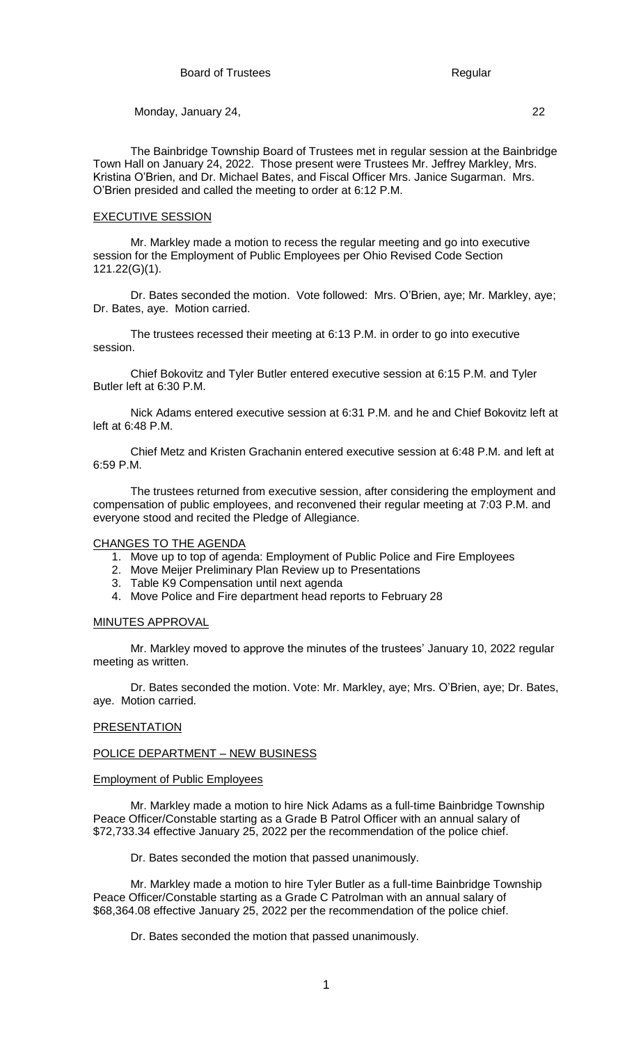The Bainbridge Township Board of Trustees met in regular session at the Bainbridge Town Hall on January 24, 2022. Those present were Trustees Mr. Jeffrey Markley, Mrs. Kristina O'Brien, and Dr. Michael Bates, and Fiscal Officer Mrs. Janice Sugarman. Mrs. O'Brien presided and called the meeting to order at 6:12 P.M.

## EXECUTIVE SESSION

Mr. Markley made a motion to recess the regular meeting and go into executive session for the Employment of Public Employees per Ohio Revised Code Section 121.22(G)(1).

Dr. Bates seconded the motion. Vote followed: Mrs. O'Brien, aye; Mr. Markley, aye; Dr. Bates, aye. Motion carried.

The trustees recessed their meeting at 6:13 P.M. in order to go into executive session.

Chief Bokovitz and Tyler Butler entered executive session at 6:15 P.M. and Tyler Butler left at 6:30 P.M.

Nick Adams entered executive session at 6:31 P.M. and he and Chief Bokovitz left at left at 6:48 P.M.

Chief Metz and Kristen Grachanin entered executive session at 6:48 P.M. and left at 6:59 P.M.

The trustees returned from executive session, after considering the employment and compensation of public employees, and reconvened their regular meeting at 7:03 P.M. and everyone stood and recited the Pledge of Allegiance.

## CHANGES TO THE AGENDA

1. Move up to top of agenda: Employment of Public Police and Fire Employees
2. Move Meijer Preliminary Plan Review up to Presentations
3. Table K9 Compensation until next agenda
4. Move Police and Fire department head reports to February 28

## MINUTES APPROVAL

Mr. Markley moved to approve the minutes of the trustees' January 10, 2022 regular meeting as written.

Dr. Bates seconded the motion. Vote: Mr. Markley, aye; Mrs. O'Brien, aye; Dr. Bates, aye. Motion carried.

## PRESENTATION

## POLICE DEPARTMENT – NEW BUSINESS

### Employment of Public Employees

Mr. Markley made a motion to hire Nick Adams as a full-time Bainbridge Township Peace Officer/Constable starting as a Grade B Patrol Officer with an annual salary of $72,733.34 effective January 25, 2022 per the recommendation of the police chief.

Dr. Bates seconded the motion that passed unanimously.

Mr. Markley made a motion to hire Tyler Butler as a full-time Bainbridge Township Peace Officer/Constable starting as a Grade C Patrolman with an annual salary of $68,364.08 effective January 25, 2022 per the recommendation of the police chief.

Dr. Bates seconded the motion that passed unanimously.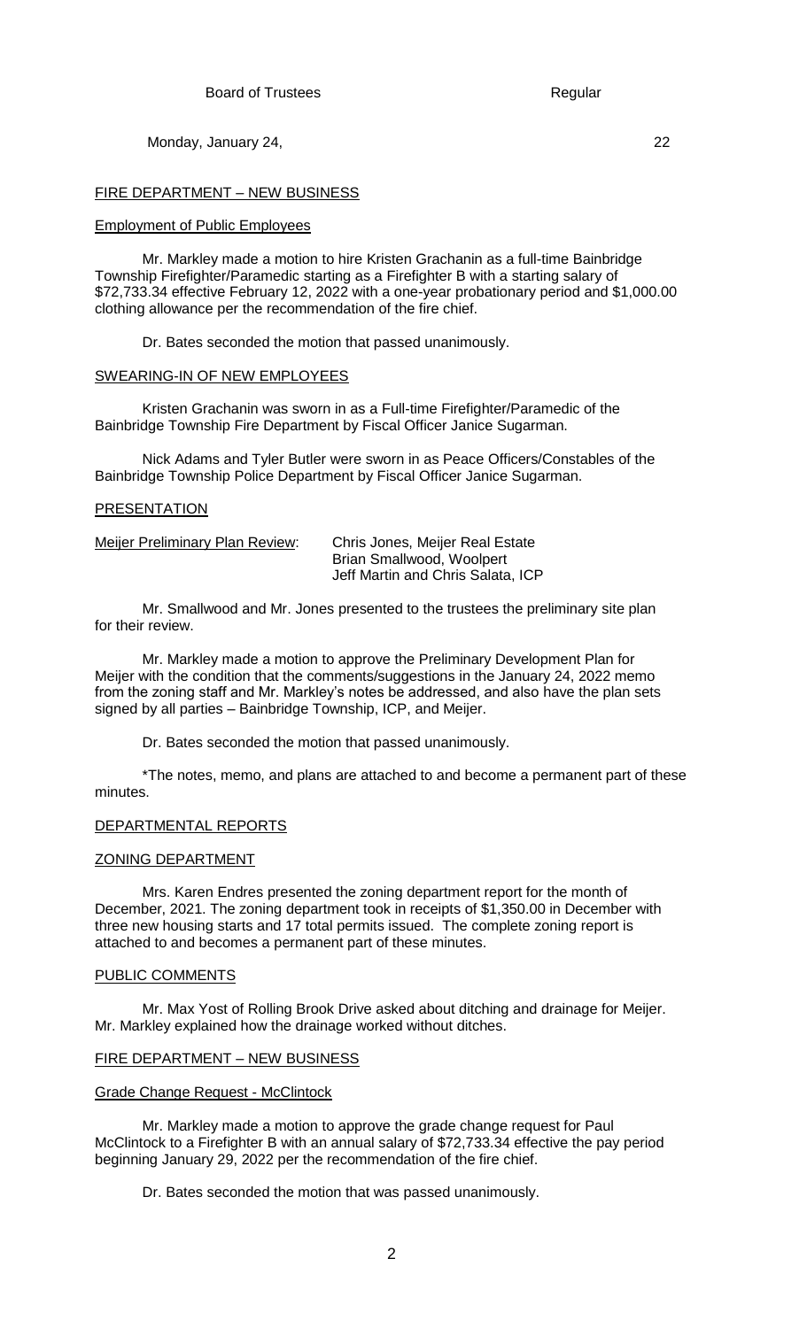## FIRE DEPARTMENT – NEW BUSINESS

### Employment of Public Employees

Mr. Markley made a motion to hire Kristen Grachanin as a full-time Bainbridge Township Firefighter/Paramedic starting as a Firefighter B with a starting salary of $72,733.34 effective February 12, 2022 with a one-year probationary period and $1,000.00 clothing allowance per the recommendation of the fire chief.

Dr. Bates seconded the motion that passed unanimously.

## SWEARING-IN OF NEW EMPLOYEES

Kristen Grachanin was sworn in as a Full-time Firefighter/Paramedic of the Bainbridge Township Fire Department by Fiscal Officer Janice Sugarman.

Nick Adams and Tyler Butler were sworn in as Peace Officers/Constables of the Bainbridge Township Police Department by Fiscal Officer Janice Sugarman.

## PRESENTATION

Meijer Preliminary Plan Review: Chris Jones, Meijer Real Estate
Brian Smallwood, Woolpert
Jeff Martin and Chris Salata, ICP

Mr. Smallwood and Mr. Jones presented to the trustees the preliminary site plan for their review.

Mr. Markley made a motion to approve the Preliminary Development Plan for Meijer with the condition that the comments/suggestions in the January 24, 2022 memo from the zoning staff and Mr. Markley's notes be addressed, and also have the plan sets signed by all parties – Bainbridge Township, ICP, and Meijer.

Dr. Bates seconded the motion that passed unanimously.

*The notes, memo, and plans are attached to and become a permanent part of these minutes.

## DEPARTMENTAL REPORTS

### ZONING DEPARTMENT

Mrs. Karen Endres presented the zoning department report for the month of December, 2021. The zoning department took in receipts of $1,350.00 in December with three new housing starts and 17 total permits issued. The complete zoning report is attached to and becomes a permanent part of these minutes.

## PUBLIC COMMENTS

Mr. Max Yost of Rolling Brook Drive asked about ditching and drainage for Meijer. Mr. Markley explained how the drainage worked without ditches.

## FIRE DEPARTMENT – NEW BUSINESS

### Grade Change Request - McClintock

Mr. Markley made a motion to approve the grade change request for Paul McClintock to a Firefighter B with an annual salary of $72,733.34 effective the pay period beginning January 29, 2022 per the recommendation of the fire chief.

Dr. Bates seconded the motion that was passed unanimously.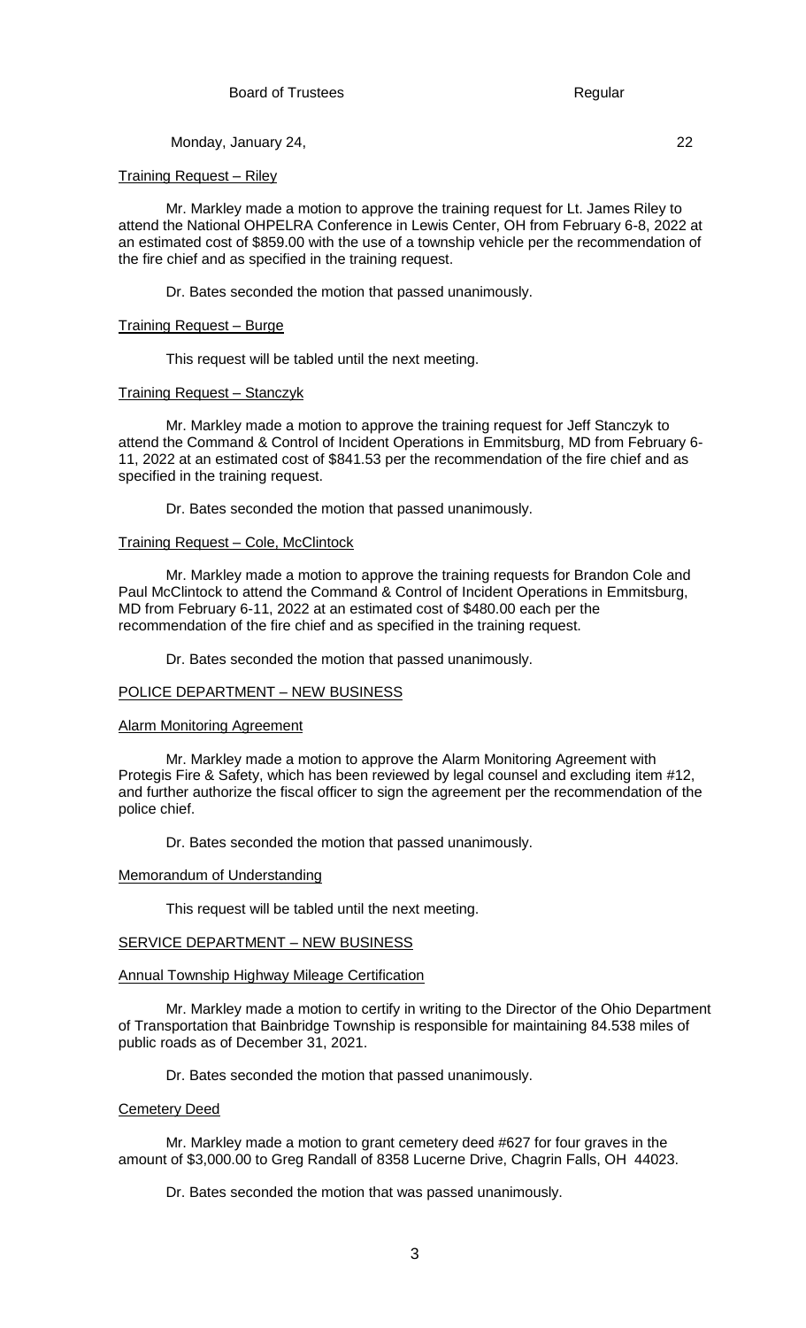Training Request – Riley

Mr. Markley made a motion to approve the training request for Lt. James Riley to attend the National OHPELRA Conference in Lewis Center, OH from February 6-8, 2022 at an estimated cost of $859.00 with the use of a township vehicle per the recommendation of the fire chief and as specified in the training request.

Dr. Bates seconded the motion that passed unanimously.

Training Request – Burge

This request will be tabled until the next meeting.

Training Request – Stanczyk

Mr. Markley made a motion to approve the training request for Jeff Stanczyk to attend the Command & Control of Incident Operations in Emmitsburg, MD from February 6-11, 2022 at an estimated cost of $841.53 per the recommendation of the fire chief and as specified in the training request.

Dr. Bates seconded the motion that passed unanimously.

Training Request – Cole, McClintock

Mr. Markley made a motion to approve the training requests for Brandon Cole and Paul McClintock to attend the Command & Control of Incident Operations in Emmitsburg, MD from February 6-11, 2022 at an estimated cost of $480.00 each per the recommendation of the fire chief and as specified in the training request.

Dr. Bates seconded the motion that passed unanimously.

POLICE DEPARTMENT – NEW BUSINESS

Alarm Monitoring Agreement

Mr. Markley made a motion to approve the Alarm Monitoring Agreement with Protegis Fire & Safety, which has been reviewed by legal counsel and excluding item #12, and further authorize the fiscal officer to sign the agreement per the recommendation of the police chief.

Dr. Bates seconded the motion that passed unanimously.

Memorandum of Understanding

This request will be tabled until the next meeting.

SERVICE DEPARTMENT – NEW BUSINESS

Annual Township Highway Mileage Certification

Mr. Markley made a motion to certify in writing to the Director of the Ohio Department of Transportation that Bainbridge Township is responsible for maintaining 84.538 miles of public roads as of December 31, 2021.

Dr. Bates seconded the motion that passed unanimously.

Cemetery Deed

Mr. Markley made a motion to grant cemetery deed #627 for four graves in the amount of $3,000.00 to Greg Randall of 8358 Lucerne Drive, Chagrin Falls, OH 44023.

Dr. Bates seconded the motion that was passed unanimously.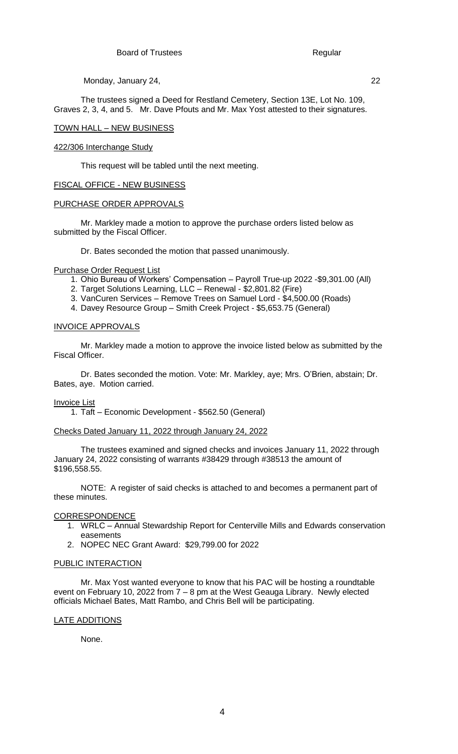The trustees signed a Deed for Restland Cemetery, Section 13E, Lot No. 109, Graves 2, 3, 4, and 5. Mr. Dave Pfouts and Mr. Max Yost attested to their signatures.

## TOWN HALL – NEW BUSINESS

### 422/306 Interchange Study

This request will be tabled until the next meeting.

## FISCAL OFFICE - NEW BUSINESS

### PURCHASE ORDER APPROVALS

Mr. Markley made a motion to approve the purchase orders listed below as submitted by the Fiscal Officer.

Dr. Bates seconded the motion that passed unanimously.

### Purchase Order Request List

1. Ohio Bureau of Workers' Compensation – Payroll True-up 2022 -$9,301.00 (All)
2. Target Solutions Learning, LLC – Renewal - $2,801.82 (Fire)
3. VanCuren Services – Remove Trees on Samuel Lord - $4,500.00 (Roads)
4. Davey Resource Group – Smith Creek Project - $5,653.75 (General)

### INVOICE APPROVALS

Mr. Markley made a motion to approve the invoice listed below as submitted by the Fiscal Officer.

Dr. Bates seconded the motion. Vote: Mr. Markley, aye; Mrs. O'Brien, abstain; Dr. Bates, aye. Motion carried.

### Invoice List

1. Taft – Economic Development - $562.50 (General)

### Checks Dated January 11, 2022 through January 24, 2022

The trustees examined and signed checks and invoices January 11, 2022 through January 24, 2022 consisting of warrants #38429 through #38513 the amount of $196,558.55.

NOTE: A register of said checks is attached to and becomes a permanent part of these minutes.

## CORRESPONDENCE

1. WRLC – Annual Stewardship Report for Centerville Mills and Edwards conservation easements
2. NOPEC NEC Grant Award: $29,799.00 for 2022

## PUBLIC INTERACTION

Mr. Max Yost wanted everyone to know that his PAC will be hosting a roundtable event on February 10, 2022 from 7 – 8 pm at the West Geauga Library. Newly elected officials Michael Bates, Matt Rambo, and Chris Bell will be participating.

## LATE ADDITIONS

None.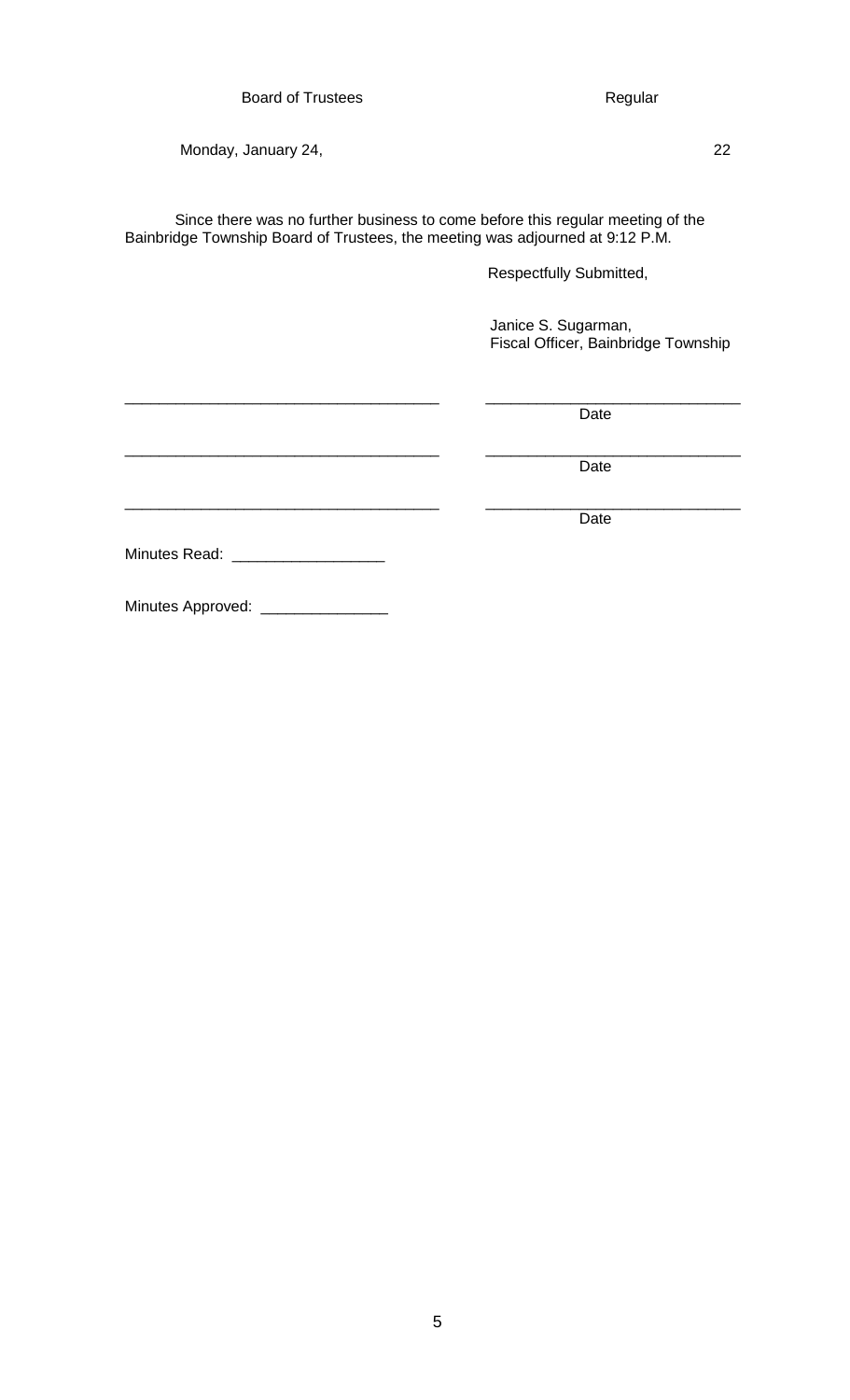Since there was no further business to come before this regular meeting of the Bainbridge Township Board of Trustees, the meeting was adjourned at 9:12 P.M.

Respectfully Submitted,

Janice S. Sugarman,
Fiscal Officer, Bainbridge Township

| | |
|---|---|
| ___________________________________ | ____________________________ |
| | Date |
| ___________________________________ | ____________________________ |
| | Date |
| ___________________________________ | ____________________________ |
| | Date |

Minutes Read: _________________

Minutes Approved: ______________